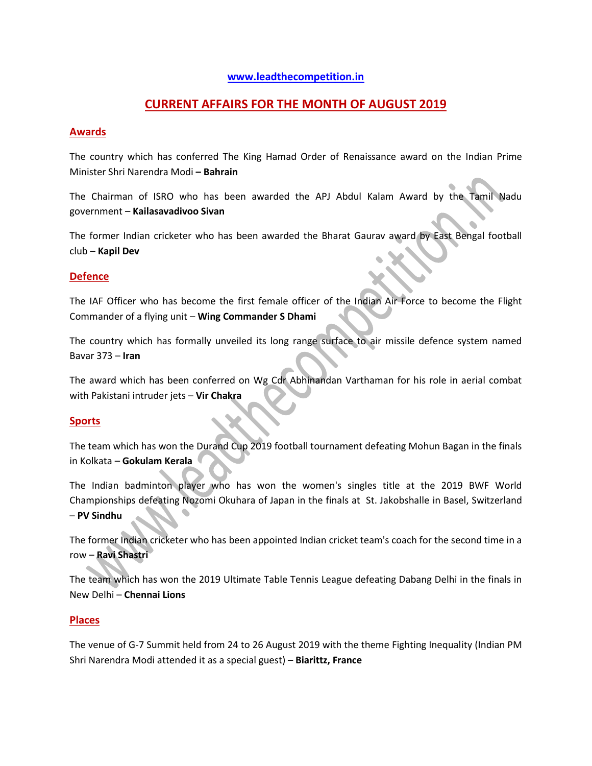www.leadthecompetition.in

# CURRENT AFFAIRS FOR THE MONTH OF AUGUST 2019

## Awards

The country which has conferred The King Hamad Order of Renaissance award on the Indian Prime Minister Shri Narendra Modi **– Bahrain**

The Chairman of ISRO who has been awarded the APJ Abdul Kalam Award by the Tamil Nadu government – **Kailasavadivoo Sivan**

The former Indian cricketer who has been awarded the Bharat Gaurav award by East Bengal football club – **Kapil Dev**

## Defence

The IAF Officer who has become the first female officer of the Indian Air Force to become the Flight Commander of a flying unit – **Wing Commander S Dhami**

The country which has formally unveiled its long range surface to air missile defence system named Bavar 373 – **Iran**

The award which has been conferred on Wg Cdr Abhinandan Varthaman for his role in aerial combat with Pakistani intruder jets – **Vir Chakra**

## Sports

The team which has won the Durand Cup 2019 football tournament defeating Mohun Bagan in the finals in Kolkata – **Gokulam Kerala**

The Indian badminton player who has won the women's singles title at the 2019 BWF World Championships defeating Nozomi Okuhara of Japan in the finals at St. Jakobshalle in Basel, Switzerland – **PV Sindhu**

The former Indian cricketer who has been appointed Indian cricket team's coach for the second time in a row – **Ravi Shastri**

The team which has won the 2019 Ultimate Table Tennis League defeating Dabang Delhi in the finals in New Delhi – **Chennai Lions**

## Places

The venue of G-7 Summit held from 24 to 26 August 2019 with the theme Fighting Inequality (Indian PM Shri Narendra Modi attended it as a special guest) – **Biarittz, France**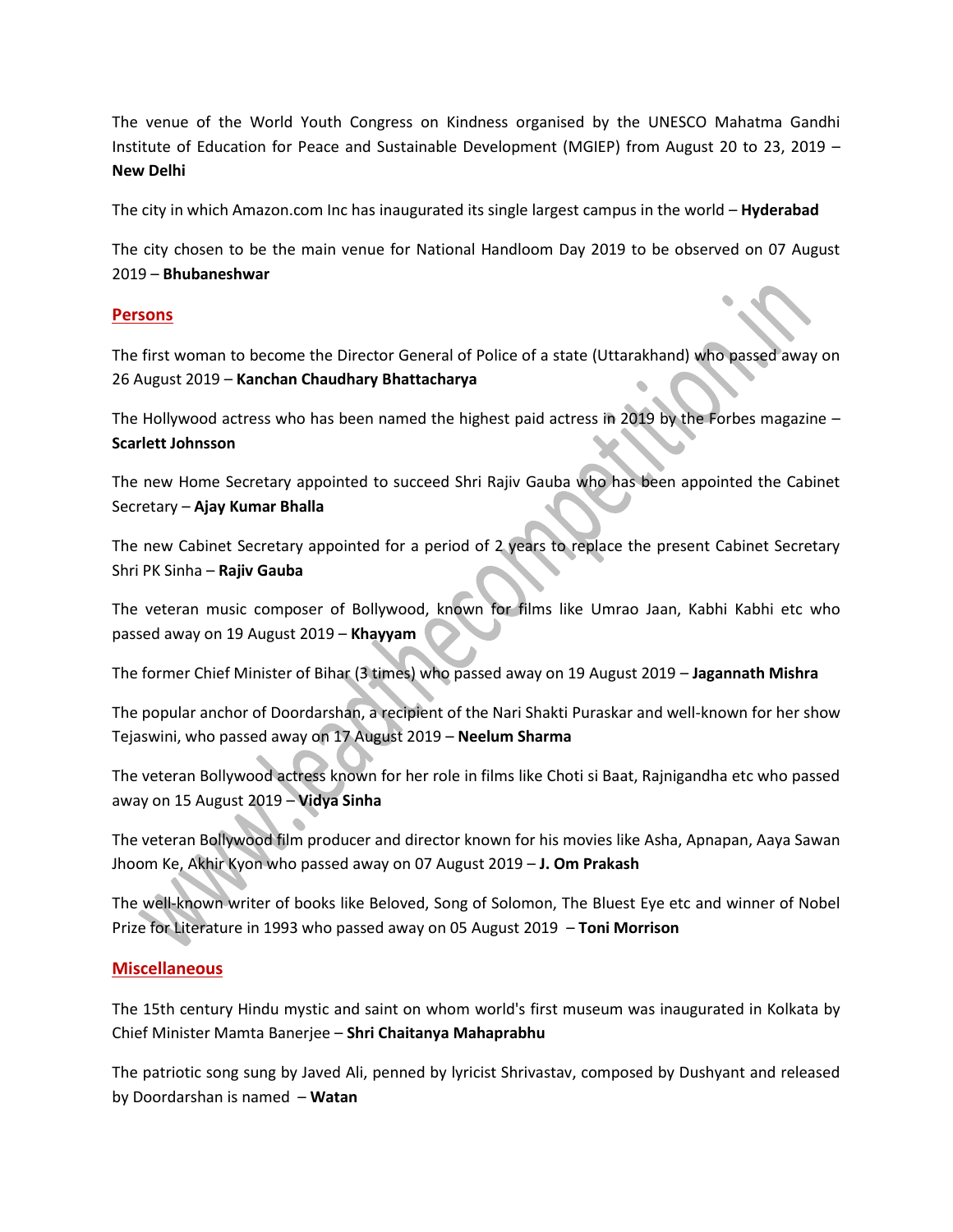The venue of the World Youth Congress on Kindness organised by the UNESCO Mahatma Gandhi Institute of Education for Peace and Sustainable Development (MGIEP) from August 20 to 23, 2019 – **New Delhi**

The city in which Amazon.com Inc has inaugurated its single largest campus in the world – **Hyderabad**

The city chosen to be the main venue for National Handloom Day 2019 to be observed on 07 August 2019 – **Bhubaneshwar**

## Persons

The first woman to become the Director General of Police of a state (Uttarakhand) who passed away on 26 August 2019 – **Kanchan Chaudhary Bhattacharya**

The Hollywood actress who has been named the highest paid actress in 2019 by the Forbes magazine – **Scarlett Johnsson**

The new Home Secretary appointed to succeed Shri Rajiv Gauba who has been appointed the Cabinet Secretary – **Ajay Kumar Bhalla**

The new Cabinet Secretary appointed for a period of 2 years to replace the present Cabinet Secretary Shri PK Sinha – **Rajiv Gauba**

The veteran music composer of Bollywood, known for films like Umrao Jaan, Kabhi Kabhi etc who passed away on 19 August 2019 – **Khayyam**

The former Chief Minister of Bihar (3 times) who passed away on 19 August 2019 – **Jagannath Mishra**

The popular anchor of Doordarshan, a recipient of the Nari Shakti Puraskar and well-known for her show Tejaswini, who passed away on 17 August 2019 – **Neelum Sharma**

The veteran Bollywood actress known for her role in films like Choti si Baat, Rajnigandha etc who passed away on 15 August 2019 – **Vidya Sinha**

The veteran Bollywood film producer and director known for his movies like Asha, Apnapan, Aaya Sawan Jhoom Ke, Akhir Kyon who passed away on 07 August 2019 – **J. Om Prakash**

The well-known writer of books like Beloved, Song of Solomon, The Bluest Eye etc and winner of Nobel Prize for Literature in 1993 who passed away on 05 August 2019 – **Toni Morrison**

## Miscellaneous

The 15th century Hindu mystic and saint on whom world's first museum was inaugurated in Kolkata by Chief Minister Mamta Banerjee – **Shri Chaitanya Mahaprabhu**

The patriotic song sung by Javed Ali, penned by lyricist Shrivastav, composed by Dushyant and released by Doordarshan is named – **Watan**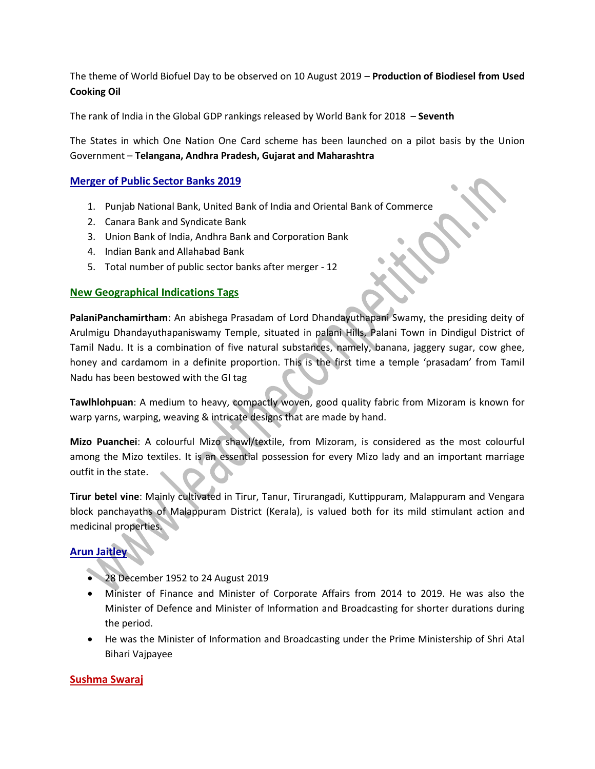The theme of World Biofuel Day to be observed on 10 August 2019 – **Production of Biodiesel from Used Cooking Oil**

The rank of India in the Global GDP rankings released by World Bank for 2018 – **Seventh**

The States in which One Nation One Card scheme has been launched on a pilot basis by the Union Government – **Telangana, Andhra Pradesh, Gujarat and Maharashtra**

## Merger of Public Sector Banks 2019

1. Punjab National Bank, United Bank of India and Oriental Bank of Commerce
2. Canara Bank and Syndicate Bank
3. Union Bank of India, Andhra Bank and Corporation Bank
4. Indian Bank and Allahabad Bank
5. Total number of public sector banks after merger - 12

## New Geographical Indications Tags

**PalaniPanchamirtham**: An abishega Prasadam of Lord Dhandayuthapani Swamy, the presiding deity of Arulmigu Dhandayuthapaniswamy Temple, situated in palani Hills, Palani Town in Dindigul District of Tamil Nadu. It is a combination of five natural substances, namely, banana, jaggery sugar, cow ghee, honey and cardamom in a definite proportion. This is the first time a temple 'prasadam' from Tamil Nadu has been bestowed with the GI tag

**Tawlhlohpuan**: A medium to heavy, compactly woven, good quality fabric from Mizoram is known for warp yarns, warping, weaving & intricate designs that are made by hand.

**Mizo Puanchei**: A colourful Mizo shawl/textile, from Mizoram, is considered as the most colourful among the Mizo textiles. It is an essential possession for every Mizo lady and an important marriage outfit in the state.

**Tirur betel vine**: Mainly cultivated in Tirur, Tanur, Tirurangadi, Kuttippuram, Malappuram and Vengara block panchayaths of Malappuram District (Kerala), is valued both for its mild stimulant action and medicinal properties.

## Arun Jaitley

- 28 December 1952 to 24 August 2019
- Minister of Finance and Minister of Corporate Affairs from 2014 to 2019. He was also the Minister of Defence and Minister of Information and Broadcasting for shorter durations during the period.
- He was the Minister of Information and Broadcasting under the Prime Ministership of Shri Atal Bihari Vajpayee

## Sushma Swaraj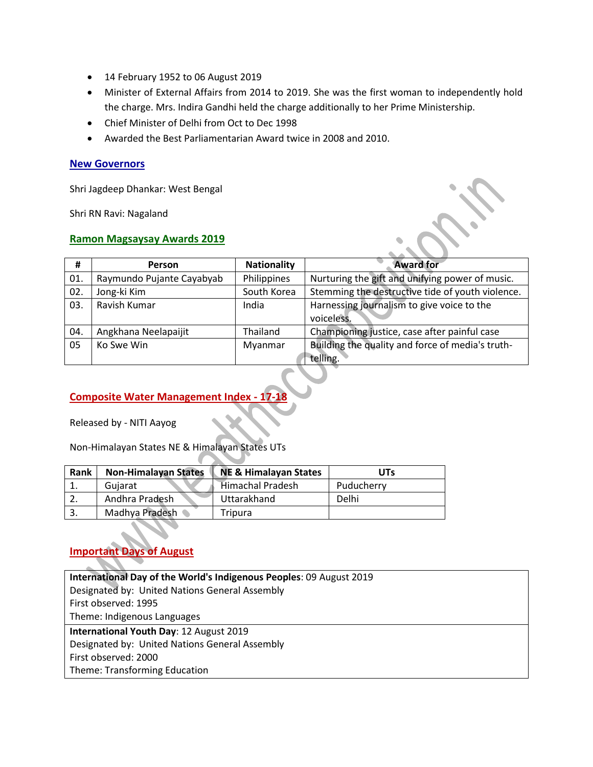- 14 February 1952 to 06 August 2019
- Minister of External Affairs from 2014 to 2019. She was the first woman to independently hold the charge. Mrs. Indira Gandhi held the charge additionally to her Prime Ministership.
- Chief Minister of Delhi from Oct to Dec 1998
- Awarded the Best Parliamentarian Award twice in 2008 and 2010.

## New Governors

Shri Jagdeep Dhankar: West Bengal

Shri RN Ravi: Nagaland

## Ramon Magsaysay Awards 2019

| # | Person | Nationality | Award for |
|---|---|---|---|
| 01. | Raymundo Pujante Cayabyab | Philippines | Nurturing the gift and unifying power of music. |
| 02. | Jong-ki Kim | South Korea | Stemming the destructive tide of youth violence. |
| 03. | Ravish Kumar | India | Harnessing journalism to give voice to the voiceless. |
| 04. | Angkhana Neelapaijit | Thailand | Championing justice, case after painful case |
| 05 | Ko Swe Win | Myanmar | Building the quality and force of media's truth-telling. |

## Composite Water Management Index - 17-18

Released by - NITI Aayog

Non-Himalayan States NE & Himalayan States UTs

| Rank | Non-Himalayan States | NE & Himalayan States | UTs |
|---|---|---|---|
| 1. | Gujarat | Himachal Pradesh | Puducherry |
| 2. | Andhra Pradesh | Uttarakhand | Delhi |
| 3. | Madhya Pradesh | Tripura | |

## Important Days of August

**International Day of the World's Indigenous Peoples**: 09 August 2019
Designated by: United Nations General Assembly
First observed: 1995
Theme: Indigenous Languages

**International Youth Day**: 12 August 2019
Designated by: United Nations General Assembly
First observed: 2000
Theme: Transforming Education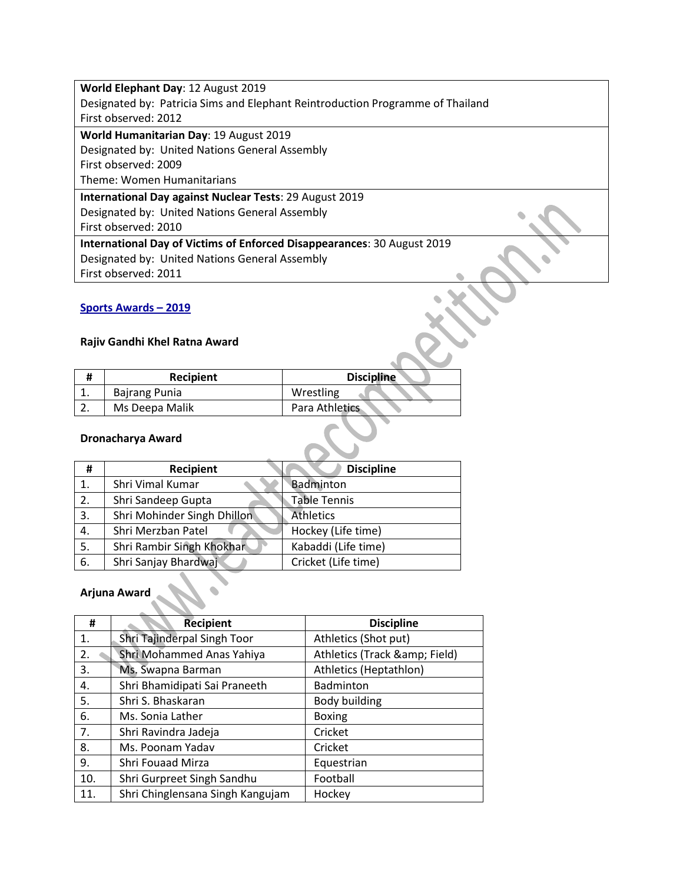**World Elephant Day**: 12 August 2019
Designated by: Patricia Sims and Elephant Reintroduction Programme of Thailand
First observed: 2012

**World Humanitarian Day**: 19 August 2019
Designated by: United Nations General Assembly
First observed: 2009
Theme: Women Humanitarians

**International Day against Nuclear Tests**: 29 August 2019
Designated by: United Nations General Assembly
First observed: 2010

**International Day of Victims of Enforced Disappearances**: 30 August 2019
Designated by: United Nations General Assembly
First observed: 2011

## Sports Awards – 2019

### Rajiv Gandhi Khel Ratna Award

| # | Recipient | Discipline |
|---|---|---|
| 1. | Bajrang Punia | Wrestling |
| 2. | Ms Deepa Malik | Para Athletics |

### Dronacharya Award

| # | Recipient | Discipline |
|---|---|---|
| 1. | Shri Vimal Kumar | Badminton |
| 2. | Shri Sandeep Gupta | Table Tennis |
| 3. | Shri Mohinder Singh Dhillon | Athletics |
| 4. | Shri Merzban Patel | Hockey (Life time) |
| 5. | Shri Rambir Singh Khokhar | Kabaddi (Life time) |
| 6. | Shri Sanjay Bhardwaj | Cricket (Life time) |

### Arjuna Award

| # | Recipient | Discipline |
|---|---|---|
| 1. | Shri Tajinderpal Singh Toor | Athletics (Shot put) |
| 2. | Shri Mohammed Anas Yahiya | Athletics (Track &amp; Field) |
| 3. | Ms. Swapna Barman | Athletics (Heptathlon) |
| 4. | Shri Bhamidipati Sai Praneeth | Badminton |
| 5. | Shri S. Bhaskaran | Body building |
| 6. | Ms. Sonia Lather | Boxing |
| 7. | Shri Ravindra Jadeja | Cricket |
| 8. | Ms. Poonam Yadav | Cricket |
| 9. | Shri Fouaad Mirza | Equestrian |
| 10. | Shri Gurpreet Singh Sandhu | Football |
| 11. | Shri Chinglensana Singh Kangujam | Hockey |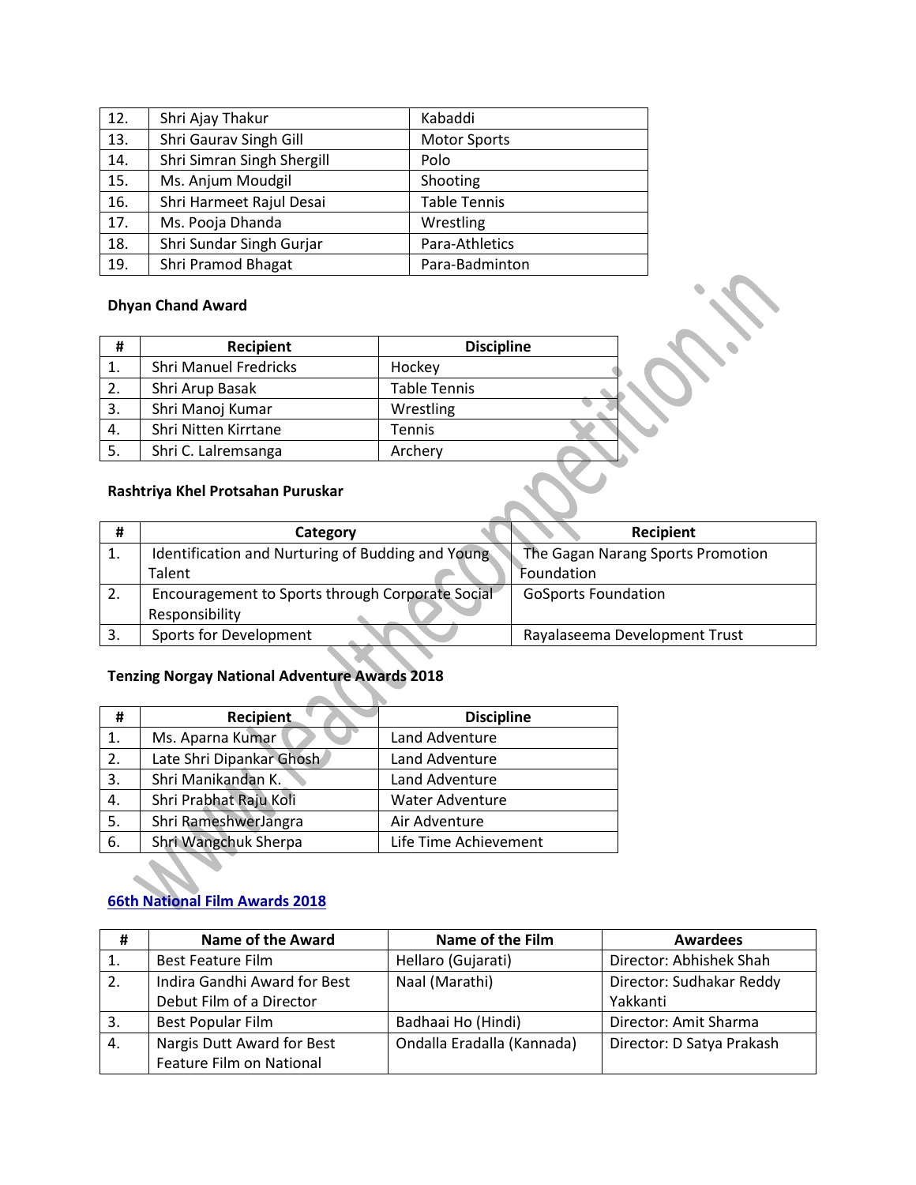| 12. | Shri Ajay Thakur | Kabaddi |
|---|---|---|
| 13. | Shri Gaurav Singh Gill | Motor Sports |
| 14. | Shri Simran Singh Shergill | Polo |
| 15. | Ms. Anjum Moudgil | Shooting |
| 16. | Shri Harmeet Rajul Desai | Table Tennis |
| 17. | Ms. Pooja Dhanda | Wrestling |
| 18. | Shri Sundar Singh Gurjar | Para-Athletics |
| 19. | Shri Pramod Bhagat | Para-Badminton |

**Dhyan Chand Award**

| # | Recipient | Discipline |
|---|---|---|
| 1. | Shri Manuel Fredricks | Hockey |
| 2. | Shri Arup Basak | Table Tennis |
| 3. | Shri Manoj Kumar | Wrestling |
| 4. | Shri Nitten Kirrtane | Tennis |
| 5. | Shri C. Lalremsanga | Archery |

**Rashtriya Khel Protsahan Puruskar**

| # | Category | Recipient |
|---|---|---|
| 1. | Identification and Nurturing of Budding and Young Talent | The Gagan Narang Sports Promotion Foundation |
| 2. | Encouragement to Sports through Corporate Social Responsibility | GoSports Foundation |
| 3. | Sports for Development | Rayalaseema Development Trust |

**Tenzing Norgay National Adventure Awards 2018**

| # | Recipient | Discipline |
|---|---|---|
| 1. | Ms. Aparna Kumar | Land Adventure |
| 2. | Late Shri Dipankar Ghosh | Land Adventure |
| 3. | Shri Manikandan K. | Land Adventure |
| 4. | Shri Prabhat Raju Koli | Water Adventure |
| 5. | Shri RameshwerJangra | Air Adventure |
| 6. | Shri Wangchuk Sherpa | Life Time Achievement |

**66th National Film Awards 2018**

| # | Name of the Award | Name of the Film | Awardees |
|---|---|---|---|
| 1. | Best Feature Film | Hellaro (Gujarati) | Director: Abhishek Shah |
| 2. | Indira Gandhi Award for Best Debut Film of a Director | Naal (Marathi) | Director: Sudhakar Reddy Yakkanti |
| 3. | Best Popular Film | Badhaai Ho (Hindi) | Director: Amit Sharma |
| 4. | Nargis Dutt Award for Best Feature Film on National | Ondalla Eradalla (Kannada) | Director: D Satya Prakash |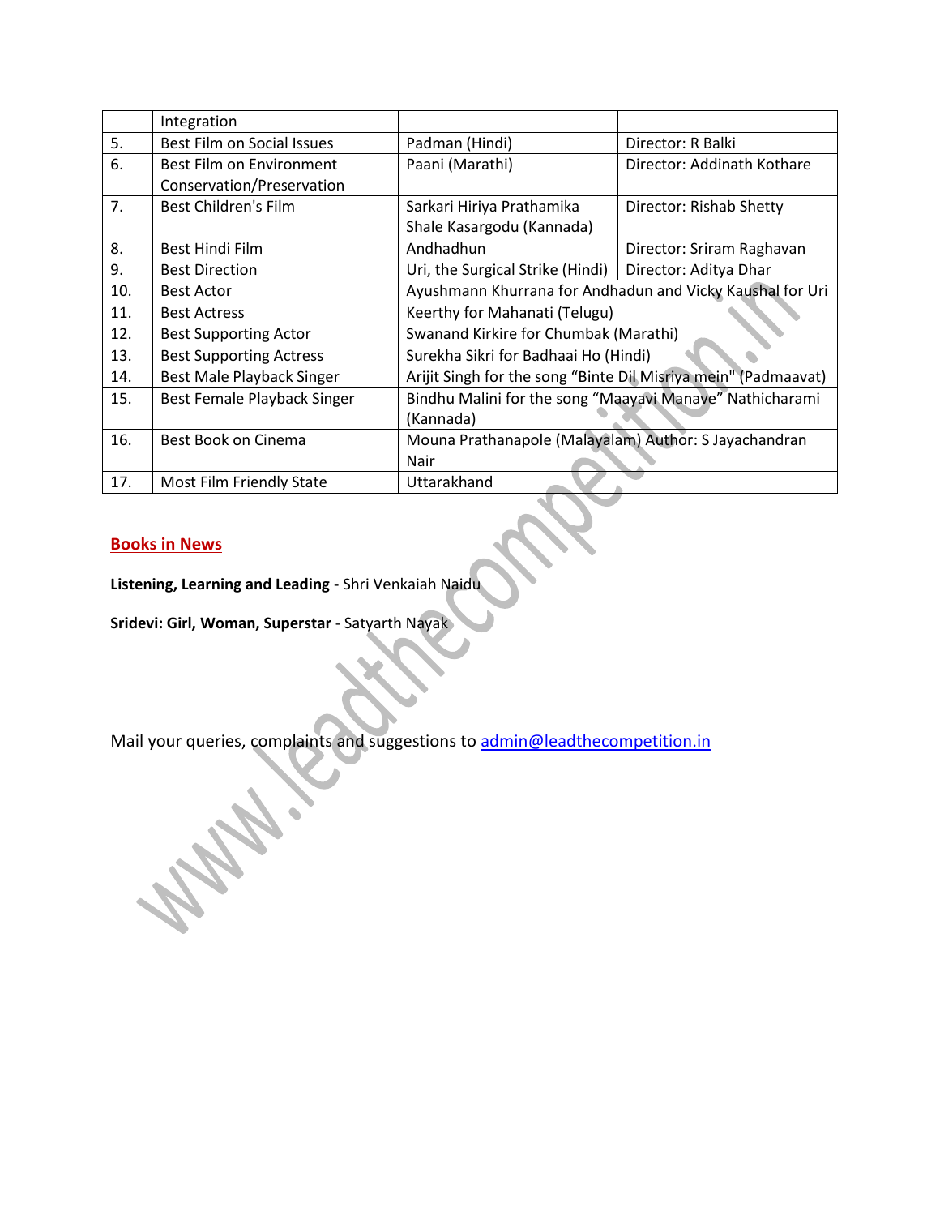| | | | |
|---|---|---|---|
| | Integration | | |
| 5. | Best Film on Social Issues | Padman (Hindi) | Director: R Balki |
| 6. | Best Film on Environment Conservation/Preservation | Paani (Marathi) | Director: Addinath Kothare |
| 7. | Best Children's Film | Sarkari Hiriya Prathamika Shale Kasargodu (Kannada) | Director: Rishab Shetty |
| 8. | Best Hindi Film | Andhadhun | Director: Sriram Raghavan |
| 9. | Best Direction | Uri, the Surgical Strike (Hindi) | Director: Aditya Dhar |
| 10. | Best Actor | Ayushmann Khurrana for Andhadun and Vicky Kaushal for Uri | |
| 11. | Best Actress | Keerthy for Mahanati (Telugu) | |
| 12. | Best Supporting Actor | Swanand Kirkire for Chumbak (Marathi) | |
| 13. | Best Supporting Actress | Surekha Sikri for Badhaai Ho (Hindi) | |
| 14. | Best Male Playback Singer | Arijit Singh for the song "Binte Dil Misriya mein" (Padmaavat) | |
| 15. | Best Female Playback Singer | Bindhu Malini for the song "Maayavi Manave" Nathicharami (Kannada) | |
| 16. | Best Book on Cinema | Mouna Prathanapole (Malayalam) Author: S Jayachandran Nair | |
| 17. | Most Film Friendly State | Uttarakhand | |

## Books in News

**Listening, Learning and Leading** - Shri Venkaiah Naidu

**Sridevi: Girl, Woman, Superstar** - Satyarth Nayak

Mail your queries, complaints and suggestions to admin@leadthecompetition.in